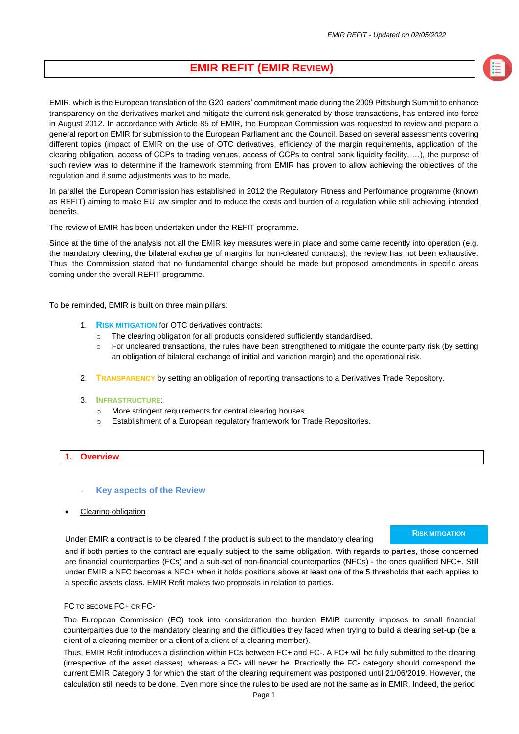# EMIR REFIT (EMIR REVIEW)

EMIR, which is the European translation of the G20 leaders' commitment made during the 2009 Pittsburgh Summit to enhance transparency on the derivatives market and mitigate the current risk generated by those transactions, has entered into force in August 2012. In accordance with Article 85 of EMIR, the European Commission was requested to review and prepare a general report on EMIR for submission to the European Parliament and the Council. Based on several assessments covering different topics (impact of EMIR on the use of OTC derivatives, efficiency of the margin requirements, application of the clearing obligation, access of CCPs to trading venues, access of CCPs to central bank liquidity facility, …), the purpose of such review was to determine if the framework stemming from EMIR has proven to allow achieving the objectives of the regulation and if some adjustments was to be made.

In parallel the European Commission has established in 2012 the Regulatory Fitness and Performance programme (known as REFIT) aiming to make EU law simpler and to reduce the costs and burden of a regulation while still achieving intended benefits.

The review of EMIR has been undertaken under the REFIT programme.

Since at the time of the analysis not all the EMIR key measures were in place and some came recently into operation (e.g. the mandatory clearing, the bilateral exchange of margins for non-cleared contracts), the review has not been exhaustive. Thus, the Commission stated that no fundamental change should be made but proposed amendments in specific areas coming under the overall REFIT programme.

To be reminded, EMIR is built on three main pillars:

1. **RISK MITIGATION** for OTC derivatives contracts:
   - The clearing obligation for all products considered sufficiently standardised.
   - For uncleared transactions, the rules have been strengthened to mitigate the counterparty risk (by setting an obligation of bilateral exchange of initial and variation margin) and the operational risk.
2. **TRANSPARENCY** by setting an obligation of reporting transactions to a Derivatives Trade Repository.
3. **INFRASTRUCTURE**:
   - More stringent requirements for central clearing houses.
   - Establishment of a European regulatory framework for Trade Repositories.

## 1. Overview

### - Key aspects of the Review

- Clearing obligation

**RISK MITIGATION**

Under EMIR a contract is to be cleared if the product is subject to the mandatory clearing and if both parties to the contract are equally subject to the same obligation. With regards to parties, those concerned are financial counterparties (FCs) and a sub-set of non-financial counterparties (NFCs) - the ones qualified NFC+. Still under EMIR a NFC becomes a NFC+ when it holds positions above at least one of the 5 thresholds that each applies to a specific assets class. EMIR Refit makes two proposals in relation to parties.

FC TO BECOME FC+ OR FC-

The European Commission (EC) took into consideration the burden EMIR currently imposes to small financial counterparties due to the mandatory clearing and the difficulties they faced when trying to build a clearing set-up (be a client of a clearing member or a client of a client of a clearing member).

Thus, EMIR Refit introduces a distinction within FCs between FC+ and FC-. A FC+ will be fully submitted to the clearing (irrespective of the asset classes), whereas a FC- will never be. Practically the FC- category should correspond the current EMIR Category 3 for which the start of the clearing requirement was postponed until 21/06/2019. However, the calculation still needs to be done. Even more since the rules to be used are not the same as in EMIR. Indeed, the period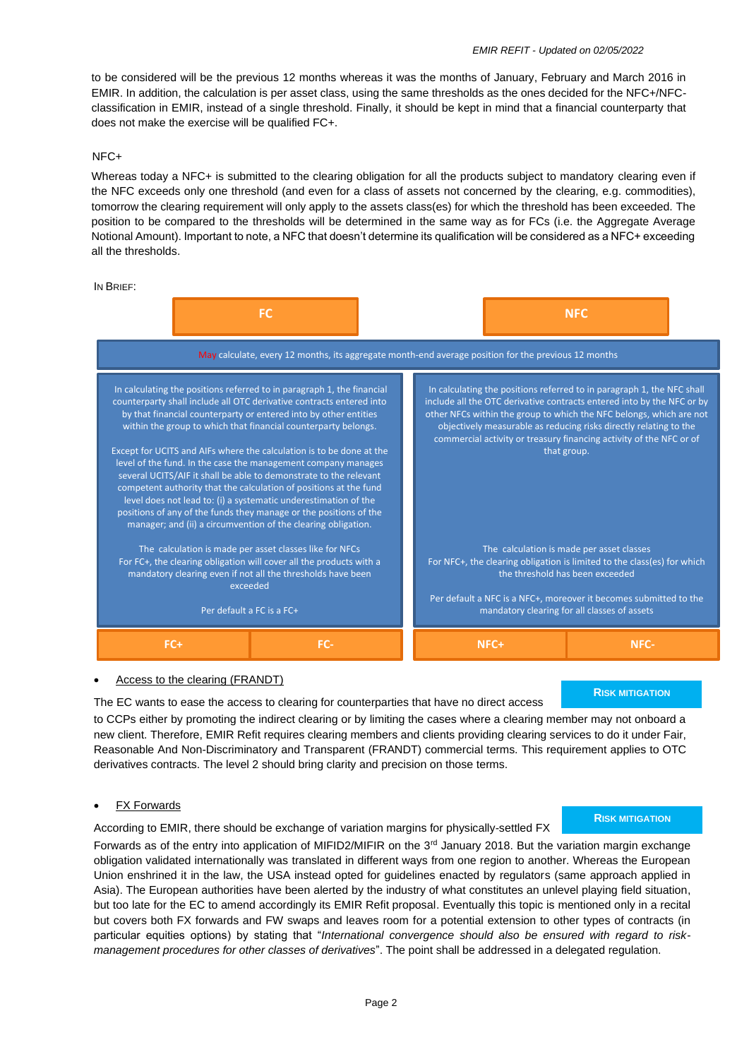to be considered will be the previous 12 months whereas it was the months of January, February and March 2016 in EMIR. In addition, the calculation is per asset class, using the same thresholds as the ones decided for the NFC+/NFC- classification in EMIR, instead of a single threshold. Finally, it should be kept in mind that a financial counterparty that does not make the exercise will be qualified FC+.

NFC+

Whereas today a NFC+ is submitted to the clearing obligation for all the products subject to mandatory clearing even if the NFC exceeds only one threshold (and even for a class of assets not concerned by the clearing, e.g. commodities), tomorrow the clearing requirement will only apply to the assets class(es) for which the threshold has been exceeded. The position to be compared to the thresholds will be determined in the same way as for FCs (i.e. the Aggregate Average Notional Amount). Important to note, a NFC that doesn't determine its qualification will be considered as a NFC+ exceeding all the thresholds.

IN BRIEF:

| FC | | NFC | |
|---|---|---|---|
| May calculate, every 12 months, its aggregate month-end average position for the previous 12 months | | | |
| In calculating the positions referred to in paragraph 1, the financial counterparty shall include all OTC derivative contracts entered into by that financial counterparty or entered into by other entities within the group to which that financial counterparty belongs.<br><br>Except for UCITS and AIFs where the calculation is to be done at the level of the fund. In the case the management company manages several UCITS/AIF it shall be able to demonstrate to the relevant competent authority that the calculation of positions at the fund level does not lead to: (i) a systematic underestimation of the positions of any of the funds they manage or the positions of the manager; and (ii) a circumvention of the clearing obligation.<br><br>The calculation is made per asset classes like for NFCs<br>For FC+, the clearing obligation will cover all the products with a mandatory clearing even if not all the thresholds have been exceeded<br><br>Per default a FC is a FC+ | | In calculating the positions referred to in paragraph 1, the NFC shall include all the OTC derivative contracts entered into by the NFC or by other NFCs within the group to which the NFC belongs, which are not objectively measurable as reducing risks directly relating to the commercial activity or treasury financing activity of the NFC or of that group.<br><br>The calculation is made per asset classes<br>For NFC+, the clearing obligation is limited to the class(es) for which the threshold has been exceeded<br><br>Per default a NFC is a NFC+, moreover it becomes submitted to the mandatory clearing for all classes of assets | |
| FC+ | FC- | NFC+ | NFC- |

- <u>Access to the clearing (FRANDT)</u>

**RISK MITIGATION**

The EC wants to ease the access to clearing for counterparties that have no direct access to CCPs either by promoting the indirect clearing or by limiting the cases where a clearing member may not onboard a new client. Therefore, EMIR Refit requires clearing members and clients providing clearing services to do it under Fair, Reasonable And Non-Discriminatory and Transparent (FRANDT) commercial terms. This requirement applies to OTC derivatives contracts. The level 2 should bring clarity and precision on those terms.

- <u>FX Forwards</u>

**RISK MITIGATION**

According to EMIR, there should be exchange of variation margins for physically-settled FX Forwards as of the entry into application of MIFID2/MIFIR on the 3rd January 2018. But the variation margin exchange obligation validated internationally was translated in different ways from one region to another. Whereas the European Union enshrined it in the law, the USA instead opted for guidelines enacted by regulators (same approach applied in Asia). The European authorities have been alerted by the industry of what constitutes an unlevel playing field situation, but too late for the EC to amend accordingly its EMIR Refit proposal. Eventually this topic is mentioned only in a recital but covers both FX forwards and FW swaps and leaves room for a potential extension to other types of contracts (in particular equities options) by stating that "*International convergence should also be ensured with regard to risk-management procedures for other classes of derivatives*". The point shall be addressed in a delegated regulation.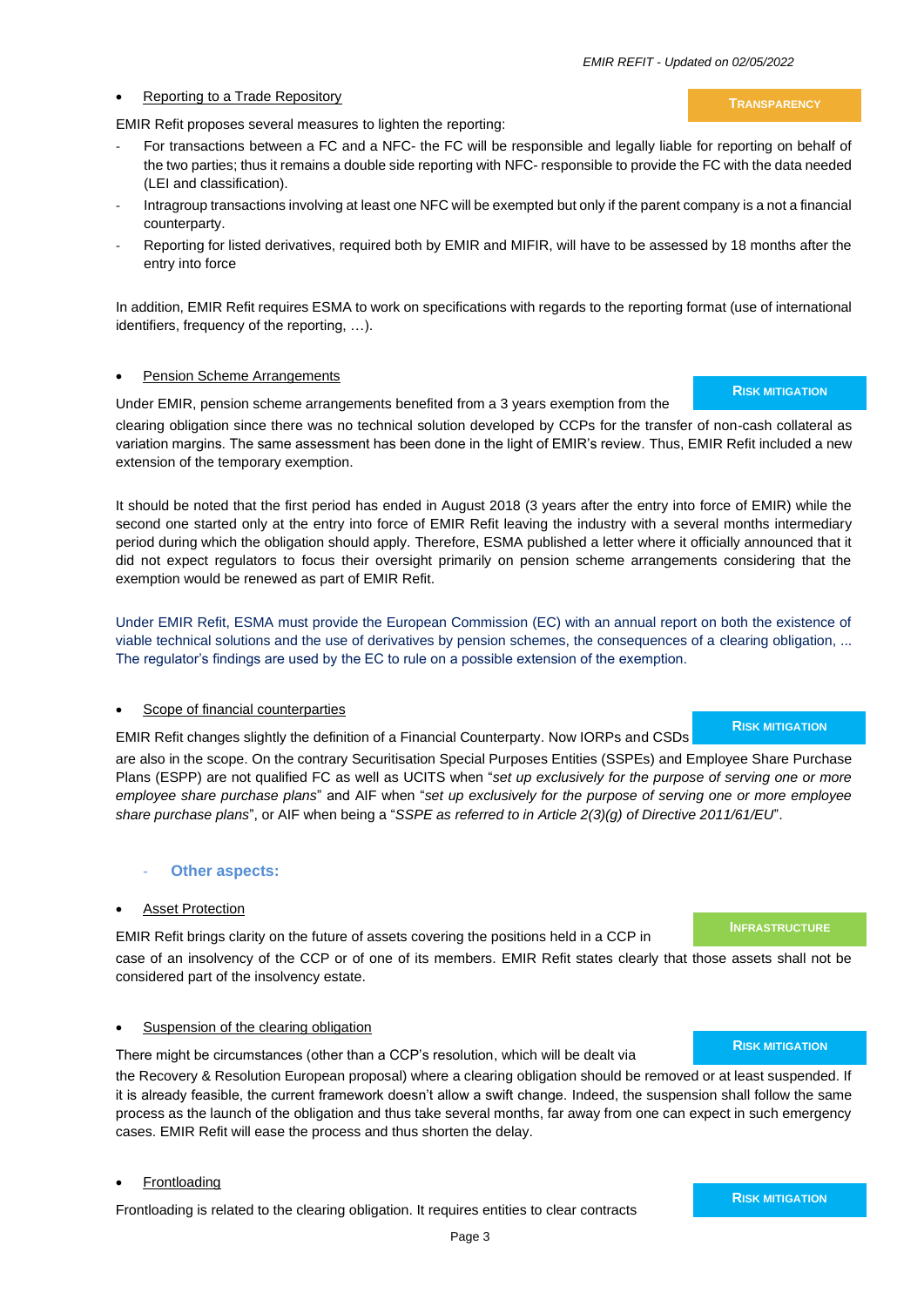- Reporting to a Trade Repository

**TRANSPARENCY**

EMIR Refit proposes several measures to lighten the reporting:

- For transactions between a FC and a NFC- the FC will be responsible and legally liable for reporting on behalf of the two parties; thus it remains a double side reporting with NFC- responsible to provide the FC with the data needed (LEI and classification).
- Intragroup transactions involving at least one NFC will be exempted but only if the parent company is a not a financial counterparty.
- Reporting for listed derivatives, required both by EMIR and MIFIR, will have to be assessed by 18 months after the entry into force

In addition, EMIR Refit requires ESMA to work on specifications with regards to the reporting format (use of international identifiers, frequency of the reporting, …).

- Pension Scheme Arrangements

**RISK MITIGATION**

Under EMIR, pension scheme arrangements benefited from a 3 years exemption from the clearing obligation since there was no technical solution developed by CCPs for the transfer of non-cash collateral as variation margins. The same assessment has been done in the light of EMIR's review. Thus, EMIR Refit included a new extension of the temporary exemption.

It should be noted that the first period has ended in August 2018 (3 years after the entry into force of EMIR) while the second one started only at the entry into force of EMIR Refit leaving the industry with a several months intermediary period during which the obligation should apply. Therefore, ESMA published a letter where it officially announced that it did not expect regulators to focus their oversight primarily on pension scheme arrangements considering that the exemption would be renewed as part of EMIR Refit.

Under EMIR Refit, ESMA must provide the European Commission (EC) with an annual report on both the existence of viable technical solutions and the use of derivatives by pension schemes, the consequences of a clearing obligation, ... The regulator's findings are used by the EC to rule on a possible extension of the exemption.

- Scope of financial counterparties

**RISK MITIGATION**

EMIR Refit changes slightly the definition of a Financial Counterparty. Now IORPs and CSDs are also in the scope. On the contrary Securitisation Special Purposes Entities (SSPEs) and Employee Share Purchase Plans (ESPP) are not qualified FC as well as UCITS when "*set up exclusively for the purpose of serving one or more employee share purchase plans*" and AIF when "*set up exclusively for the purpose of serving one or more employee share purchase plans*", or AIF when being a "*SSPE as referred to in Article 2(3)(g) of Directive 2011/61/EU*".

- **Other aspects:**

- Asset Protection

**INFRASTRUCTURE**

EMIR Refit brings clarity on the future of assets covering the positions held in a CCP in case of an insolvency of the CCP or of one of its members. EMIR Refit states clearly that those assets shall not be considered part of the insolvency estate.

- Suspension of the clearing obligation

**RISK MITIGATION**

There might be circumstances (other than a CCP's resolution, which will be dealt via the Recovery & Resolution European proposal) where a clearing obligation should be removed or at least suspended. If it is already feasible, the current framework doesn't allow a swift change. Indeed, the suspension shall follow the same process as the launch of the obligation and thus take several months, far away from one can expect in such emergency cases. EMIR Refit will ease the process and thus shorten the delay.

- Frontloading

**RISK MITIGATION**

Frontloading is related to the clearing obligation. It requires entities to clear contracts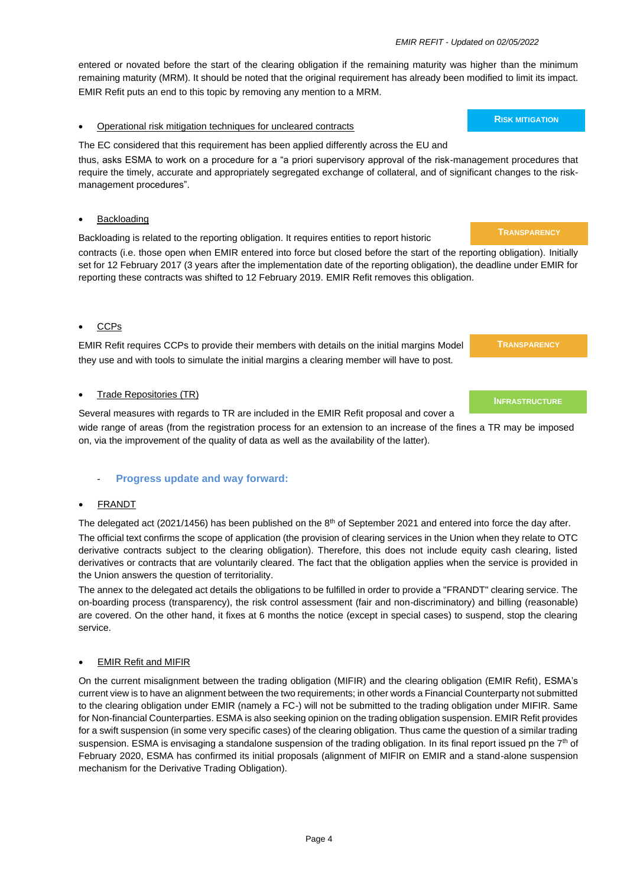entered or novated before the start of the clearing obligation if the remaining maturity was higher than the minimum remaining maturity (MRM). It should be noted that the original requirement has already been modified to limit its impact. EMIR Refit puts an end to this topic by removing any mention to a MRM.

- Operational risk mitigation techniques for uncleared contracts

**RISK MITIGATION**

The EC considered that this requirement has been applied differently across the EU and thus, asks ESMA to work on a procedure for a "a priori supervisory approval of the risk-management procedures that require the timely, accurate and appropriately segregated exchange of collateral, and of significant changes to the risk-management procedures".

- Backloading

**TRANSPARENCY**

Backloading is related to the reporting obligation. It requires entities to report historic contracts (i.e. those open when EMIR entered into force but closed before the start of the reporting obligation). Initially set for 12 February 2017 (3 years after the implementation date of the reporting obligation), the deadline under EMIR for reporting these contracts was shifted to 12 February 2019. EMIR Refit removes this obligation.

- CCPs

**TRANSPARENCY**

EMIR Refit requires CCPs to provide their members with details on the initial margins Model they use and with tools to simulate the initial margins a clearing member will have to post.

- Trade Repositories (TR)

**INFRASTRUCTURE**

Several measures with regards to TR are included in the EMIR Refit proposal and cover a wide range of areas (from the registration process for an extension to an increase of the fines a TR may be imposed on, via the improvement of the quality of data as well as the availability of the latter).

- **Progress update and way forward:**

- FRANDT

The delegated act (2021/1456) has been published on the 8th of September 2021 and entered into force the day after.

The official text confirms the scope of application (the provision of clearing services in the Union when they relate to OTC derivative contracts subject to the clearing obligation). Therefore, this does not include equity cash clearing, listed derivatives or contracts that are voluntarily cleared. The fact that the obligation applies when the service is provided in the Union answers the question of territoriality.

The annex to the delegated act details the obligations to be fulfilled in order to provide a "FRANDT" clearing service. The on-boarding process (transparency), the risk control assessment (fair and non-discriminatory) and billing (reasonable) are covered. On the other hand, it fixes at 6 months the notice (except in special cases) to suspend, stop the clearing service.

- EMIR Refit and MIFIR

On the current misalignment between the trading obligation (MIFIR) and the clearing obligation (EMIR Refit), ESMA's current view is to have an alignment between the two requirements; in other words a Financial Counterparty not submitted to the clearing obligation under EMIR (namely a FC-) will not be submitted to the trading obligation under MIFIR. Same for Non-financial Counterparties. ESMA is also seeking opinion on the trading obligation suspension. EMIR Refit provides for a swift suspension (in some very specific cases) of the clearing obligation. Thus came the question of a similar trading suspension. ESMA is envisaging a standalone suspension of the trading obligation. In its final report issued pn the 7th of February 2020, ESMA has confirmed its initial proposals (alignment of MIFIR on EMIR and a stand-alone suspension mechanism for the Derivative Trading Obligation).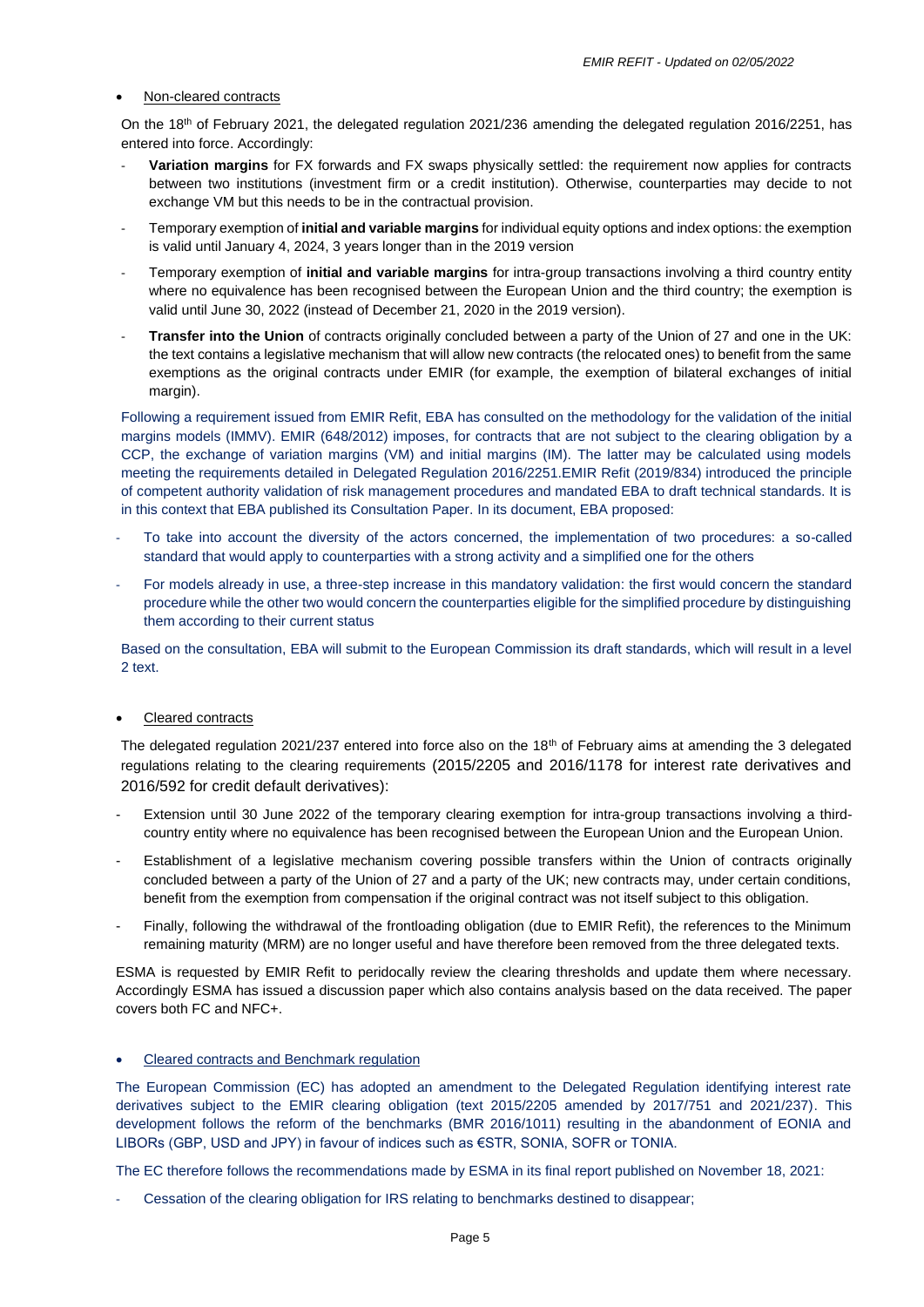- <u>Non-cleared contracts</u>

On the 18th of February 2021, the delegated regulation 2021/236 amending the delegated regulation 2016/2251, has entered into force. Accordingly:

- **Variation margins** for FX forwards and FX swaps physically settled: the requirement now applies for contracts between two institutions (investment firm or a credit institution). Otherwise, counterparties may decide to not exchange VM but this needs to be in the contractual provision.
- Temporary exemption of **initial and variable margins** for individual equity options and index options: the exemption is valid until January 4, 2024, 3 years longer than in the 2019 version
- Temporary exemption of **initial and variable margins** for intra-group transactions involving a third country entity where no equivalence has been recognised between the European Union and the third country; the exemption is valid until June 30, 2022 (instead of December 21, 2020 in the 2019 version).
- **Transfer into the Union** of contracts originally concluded between a party of the Union of 27 and one in the UK: the text contains a legislative mechanism that will allow new contracts (the relocated ones) to benefit from the same exemptions as the original contracts under EMIR (for example, the exemption of bilateral exchanges of initial margin).

Following a requirement issued from EMIR Refit, EBA has consulted on the methodology for the validation of the initial margins models (IMMV). EMIR (648/2012) imposes, for contracts that are not subject to the clearing obligation by a CCP, the exchange of variation margins (VM) and initial margins (IM). The latter may be calculated using models meeting the requirements detailed in Delegated Regulation 2016/2251.EMIR Refit (2019/834) introduced the principle of competent authority validation of risk management procedures and mandated EBA to draft technical standards. It is in this context that EBA published its Consultation Paper. In its document, EBA proposed:

- To take into account the diversity of the actors concerned, the implementation of two procedures: a so-called standard that would apply to counterparties with a strong activity and a simplified one for the others
- For models already in use, a three-step increase in this mandatory validation: the first would concern the standard procedure while the other two would concern the counterparties eligible for the simplified procedure by distinguishing them according to their current status

Based on the consultation, EBA will submit to the European Commission its draft standards, which will result in a level 2 text.

- <u>Cleared contracts</u>

The delegated regulation 2021/237 entered into force also on the 18th of February aims at amending the 3 delegated regulations relating to the clearing requirements (2015/2205 and 2016/1178 for interest rate derivatives and 2016/592 for credit default derivatives):

- Extension until 30 June 2022 of the temporary clearing exemption for intra-group transactions involving a third-country entity where no equivalence has been recognised between the European Union and the European Union.
- Establishment of a legislative mechanism covering possible transfers within the Union of contracts originally concluded between a party of the Union of 27 and a party of the UK; new contracts may, under certain conditions, benefit from the exemption from compensation if the original contract was not itself subject to this obligation.
- Finally, following the withdrawal of the frontloading obligation (due to EMIR Refit), the references to the Minimum remaining maturity (MRM) are no longer useful and have therefore been removed from the three delegated texts.

ESMA is requested by EMIR Refit to peridocally review the clearing thresholds and update them where necessary. Accordingly ESMA has issued a discussion paper which also contains analysis based on the data received. The paper covers both FC and NFC+.

- <u>Cleared contracts and Benchmark regulation</u>

The European Commission (EC) has adopted an amendment to the Delegated Regulation identifying interest rate derivatives subject to the EMIR clearing obligation (text 2015/2205 amended by 2017/751 and 2021/237). This development follows the reform of the benchmarks (BMR 2016/1011) resulting in the abandonment of EONIA and LIBORs (GBP, USD and JPY) in favour of indices such as €STR, SONIA, SOFR or TONIA.

The EC therefore follows the recommendations made by ESMA in its final report published on November 18, 2021:

- Cessation of the clearing obligation for IRS relating to benchmarks destined to disappear;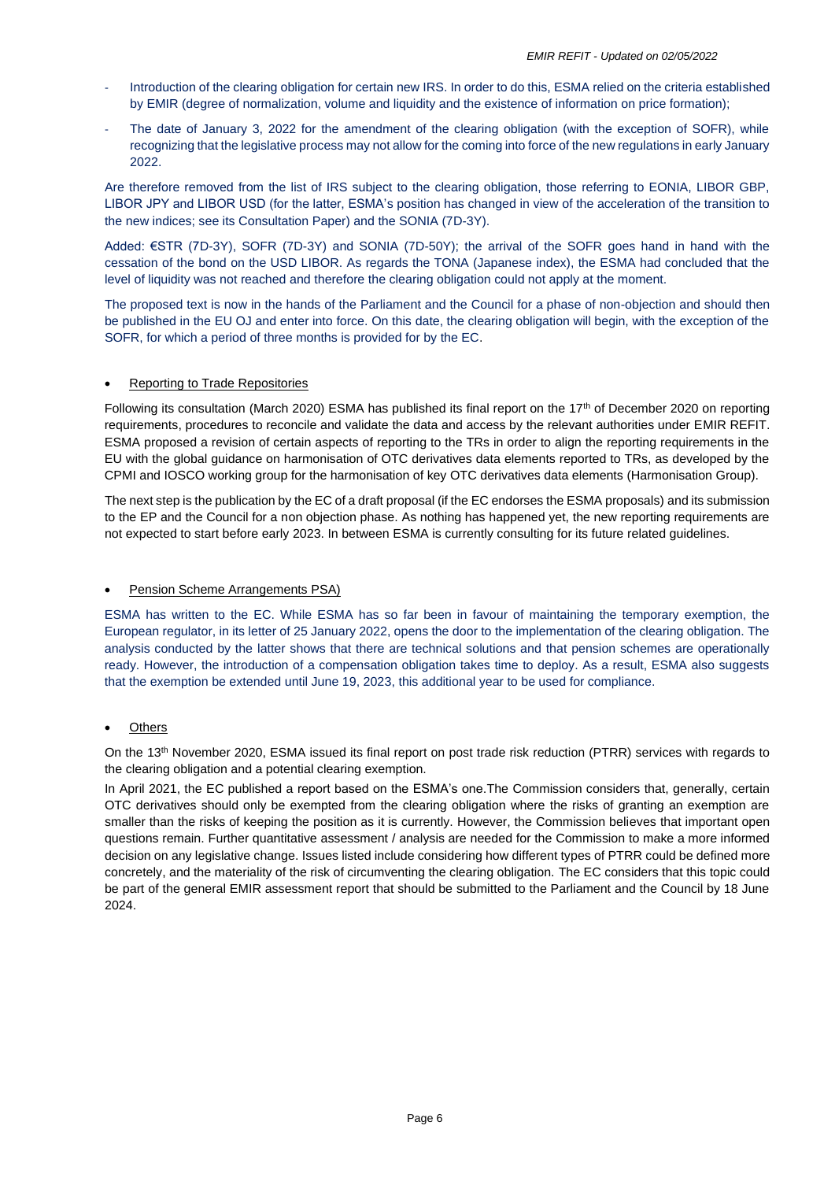- Introduction of the clearing obligation for certain new IRS. In order to do this, ESMA relied on the criteria established by EMIR (degree of normalization, volume and liquidity and the existence of information on price formation);
- The date of January 3, 2022 for the amendment of the clearing obligation (with the exception of SOFR), while recognizing that the legislative process may not allow for the coming into force of the new regulations in early January 2022.

Are therefore removed from the list of IRS subject to the clearing obligation, those referring to EONIA, LIBOR GBP, LIBOR JPY and LIBOR USD (for the latter, ESMA's position has changed in view of the acceleration of the transition to the new indices; see its Consultation Paper) and the SONIA (7D-3Y).

Added: €STR (7D-3Y), SOFR (7D-3Y) and SONIA (7D-50Y); the arrival of the SOFR goes hand in hand with the cessation of the bond on the USD LIBOR. As regards the TONA (Japanese index), the ESMA had concluded that the level of liquidity was not reached and therefore the clearing obligation could not apply at the moment.

The proposed text is now in the hands of the Parliament and the Council for a phase of non-objection and should then be published in the EU OJ and enter into force. On this date, the clearing obligation will begin, with the exception of the SOFR, for which a period of three months is provided for by the EC.

- Reporting to Trade Repositories

Following its consultation (March 2020) ESMA has published its final report on the 17th of December 2020 on reporting requirements, procedures to reconcile and validate the data and access by the relevant authorities under EMIR REFIT. ESMA proposed a revision of certain aspects of reporting to the TRs in order to align the reporting requirements in the EU with the global guidance on harmonisation of OTC derivatives data elements reported to TRs, as developed by the CPMI and IOSCO working group for the harmonisation of key OTC derivatives data elements (Harmonisation Group).

The next step is the publication by the EC of a draft proposal (if the EC endorses the ESMA proposals) and its submission to the EP and the Council for a non objection phase. As nothing has happened yet, the new reporting requirements are not expected to start before early 2023. In between ESMA is currently consulting for its future related guidelines.

- Pension Scheme Arrangements PSA)

ESMA has written to the EC. While ESMA has so far been in favour of maintaining the temporary exemption, the European regulator, in its letter of 25 January 2022, opens the door to the implementation of the clearing obligation. The analysis conducted by the latter shows that there are technical solutions and that pension schemes are operationally ready. However, the introduction of a compensation obligation takes time to deploy. As a result, ESMA also suggests that the exemption be extended until June 19, 2023, this additional year to be used for compliance.

- Others

On the 13th November 2020, ESMA issued its final report on post trade risk reduction (PTRR) services with regards to the clearing obligation and a potential clearing exemption.

In April 2021, the EC published a report based on the ESMA's one.The Commission considers that, generally, certain OTC derivatives should only be exempted from the clearing obligation where the risks of granting an exemption are smaller than the risks of keeping the position as it is currently. However, the Commission believes that important open questions remain. Further quantitative assessment / analysis are needed for the Commission to make a more informed decision on any legislative change. Issues listed include considering how different types of PTRR could be defined more concretely, and the materiality of the risk of circumventing the clearing obligation. The EC considers that this topic could be part of the general EMIR assessment report that should be submitted to the Parliament and the Council by 18 June 2024.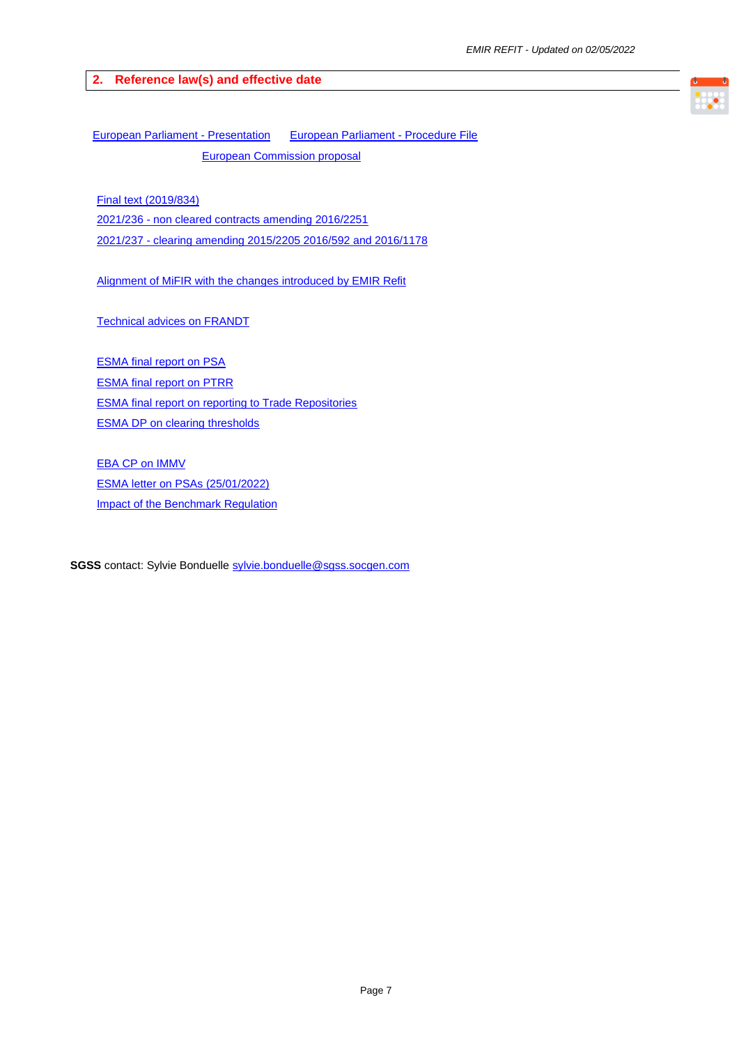## 2. Reference law(s) and effective date

European Parliament - Presentation    European Parliament - Procedure File

European Commission proposal

Final text (2019/834)

2021/236 - non cleared contracts amending 2016/2251

2021/237 - clearing amending 2015/2205 2016/592 and 2016/1178

Alignment of MiFIR with the changes introduced by EMIR Refit

Technical advices on FRANDT

ESMA final report on PSA

ESMA final report on PTRR

ESMA final report on reporting to Trade Repositories

ESMA DP on clearing thresholds

EBA CP on IMMV

ESMA letter on PSAs (25/01/2022)

Impact of the Benchmark Regulation

**SGSS** contact: Sylvie Bonduelle sylvie.bonduelle@sgss.socgen.com